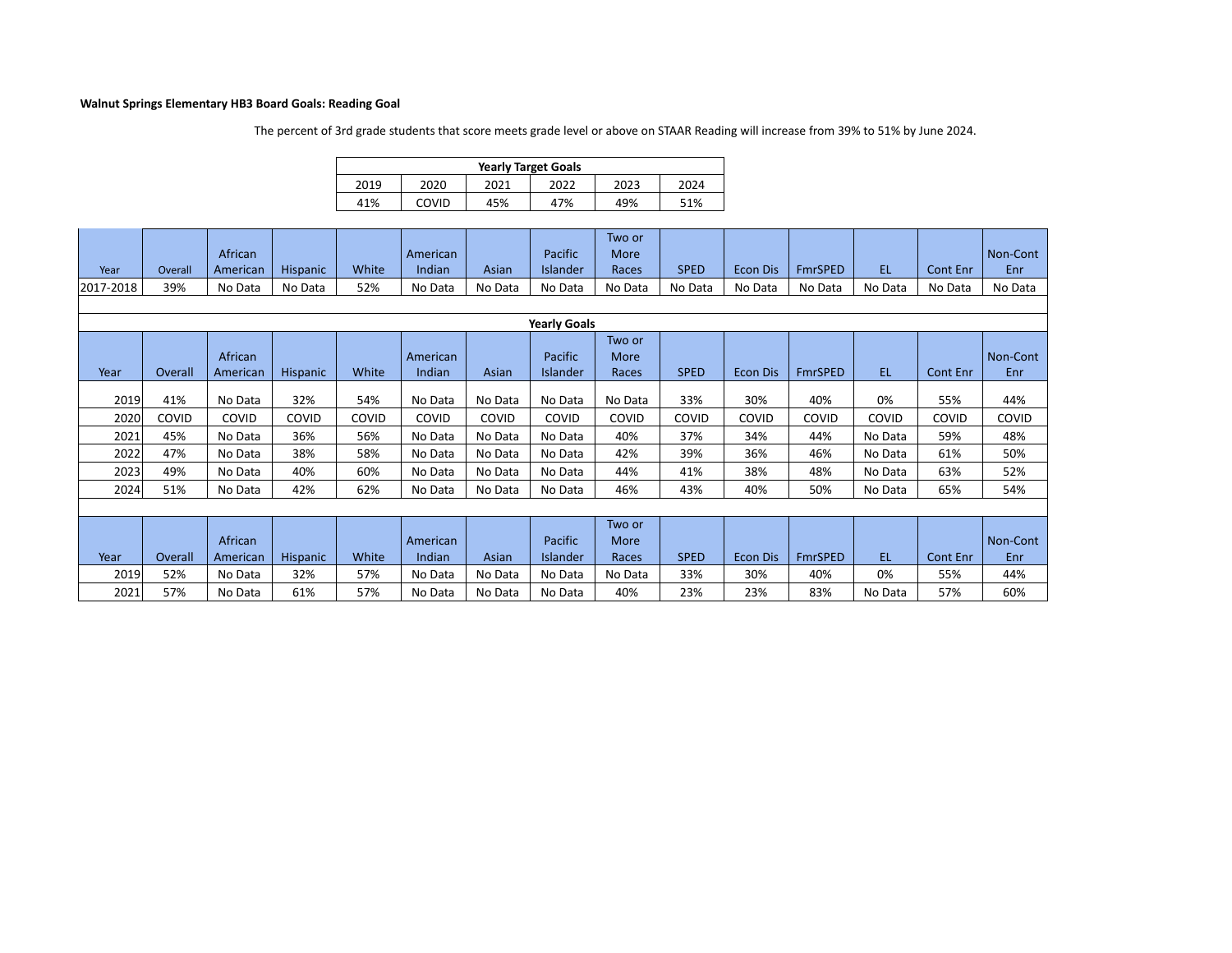**Walnut Springs Elementary HB3 Board Goals: Reading Goal**

The percent of 3rd grade students that score meets grade level or above on STAAR Reading will increase from 39% to 51% by June 2024.

| Yearly Target Goals | | | | | |
|---|---|---|---|---|---|
| 2019 | 2020 | 2021 | 2022 | 2023 | 2024 |
| 41% | COVID | 45% | 47% | 49% | 51% |

| Year | Overall | African American | Hispanic | White | American Indian | Asian | Pacific Islander | Two or More Races | SPED | Econ Dis | FmrSPED | EL | Cont Enr | Non-Cont Enr |
|---|---|---|---|---|---|---|---|---|---|---|---|---|---|---|
| 2017-2018 | 39% | No Data | No Data | 52% | No Data | No Data | No Data | No Data | No Data | No Data | No Data | No Data | No Data | No Data |

**Yearly Goals**

| Year | Overall | African American | Hispanic | White | American Indian | Asian | Pacific Islander | Two or More Races | SPED | Econ Dis | FmrSPED | EL | Cont Enr | Non-Cont Enr |
|---|---|---|---|---|---|---|---|---|---|---|---|---|---|---|
| 2019 | 41% | No Data | 32% | 54% | No Data | No Data | No Data | No Data | 33% | 30% | 40% | 0% | 55% | 44% |
| 2020 | COVID | COVID | COVID | COVID | COVID | COVID | COVID | COVID | COVID | COVID | COVID | COVID | COVID | COVID |
| 2021 | 45% | No Data | 36% | 56% | No Data | No Data | No Data | 40% | 37% | 34% | 44% | No Data | 59% | 48% |
| 2022 | 47% | No Data | 38% | 58% | No Data | No Data | No Data | 42% | 39% | 36% | 46% | No Data | 61% | 50% |
| 2023 | 49% | No Data | 40% | 60% | No Data | No Data | No Data | 44% | 41% | 38% | 48% | No Data | 63% | 52% |
| 2024 | 51% | No Data | 42% | 62% | No Data | No Data | No Data | 46% | 43% | 40% | 50% | No Data | 65% | 54% |

| Year | Overall | African American | Hispanic | White | American Indian | Asian | Pacific Islander | Two or More Races | SPED | Econ Dis | FmrSPED | EL | Cont Enr | Non-Cont Enr |
|---|---|---|---|---|---|---|---|---|---|---|---|---|---|---|
| 2019 | 52% | No Data | 32% | 57% | No Data | No Data | No Data | No Data | 33% | 30% | 40% | 0% | 55% | 44% |
| 2021 | 57% | No Data | 61% | 57% | No Data | No Data | No Data | 40% | 23% | 23% | 83% | No Data | 57% | 60% |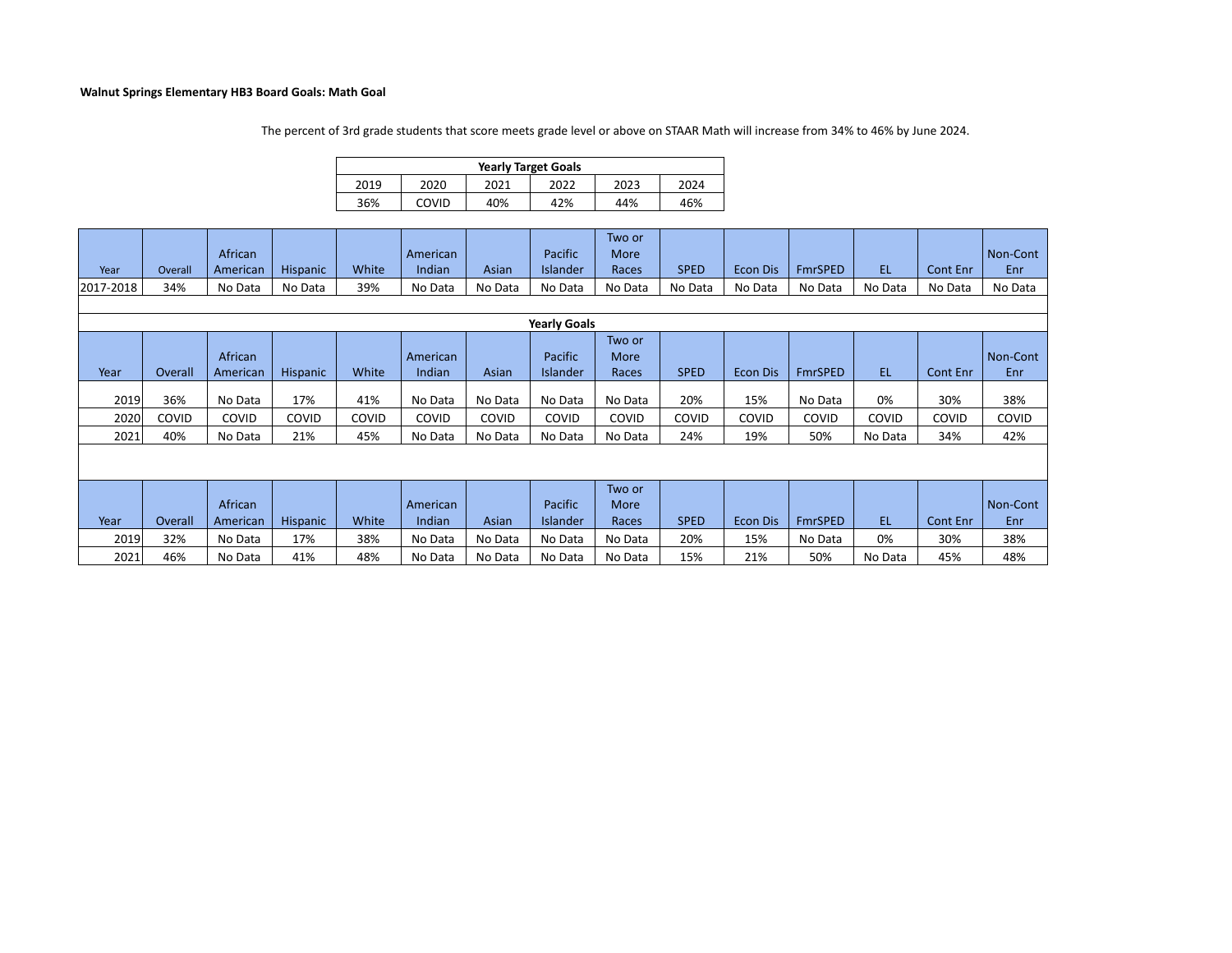**Walnut Springs Elementary HB3 Board Goals: Math Goal**

The percent of 3rd grade students that score meets grade level or above on STAAR Math will increase from 34% to 46% by June 2024.

| Yearly Target Goals | | | | | |
|---|---|---|---|---|---|
| 2019 | 2020 | 2021 | 2022 | 2023 | 2024 |
| 36% | COVID | 40% | 42% | 44% | 46% |

| Year | Overall | African American | Hispanic | White | American Indian | Asian | Pacific Islander | Two or More Races | SPED | Econ Dis | FmrSPED | EL | Cont Enr | Non-Cont Enr |
|---|---|---|---|---|---|---|---|---|---|---|---|---|---|---|
| 2017-2018 | 34% | No Data | No Data | 39% | No Data | No Data | No Data | No Data | No Data | No Data | No Data | No Data | No Data | No Data |

**Yearly Goals**

| Year | Overall | African American | Hispanic | White | American Indian | Asian | Pacific Islander | Two or More Races | SPED | Econ Dis | FmrSPED | EL | Cont Enr | Non-Cont Enr |
|---|---|---|---|---|---|---|---|---|---|---|---|---|---|---|
| 2019 | 36% | No Data | 17% | 41% | No Data | No Data | No Data | No Data | 20% | 15% | No Data | 0% | 30% | 38% |
| 2020 | COVID | COVID | COVID | COVID | COVID | COVID | COVID | COVID | COVID | COVID | COVID | COVID | COVID | COVID |
| 2021 | 40% | No Data | 21% | 45% | No Data | No Data | No Data | No Data | 24% | 19% | 50% | No Data | 34% | 42% |

| Year | Overall | African American | Hispanic | White | American Indian | Asian | Pacific Islander | Two or More Races | SPED | Econ Dis | FmrSPED | EL | Cont Enr | Non-Cont Enr |
|---|---|---|---|---|---|---|---|---|---|---|---|---|---|---|
| 2019 | 32% | No Data | 17% | 38% | No Data | No Data | No Data | No Data | 20% | 15% | No Data | 0% | 30% | 38% |
| 2021 | 46% | No Data | 41% | 48% | No Data | No Data | No Data | No Data | 15% | 21% | 50% | No Data | 45% | 48% |